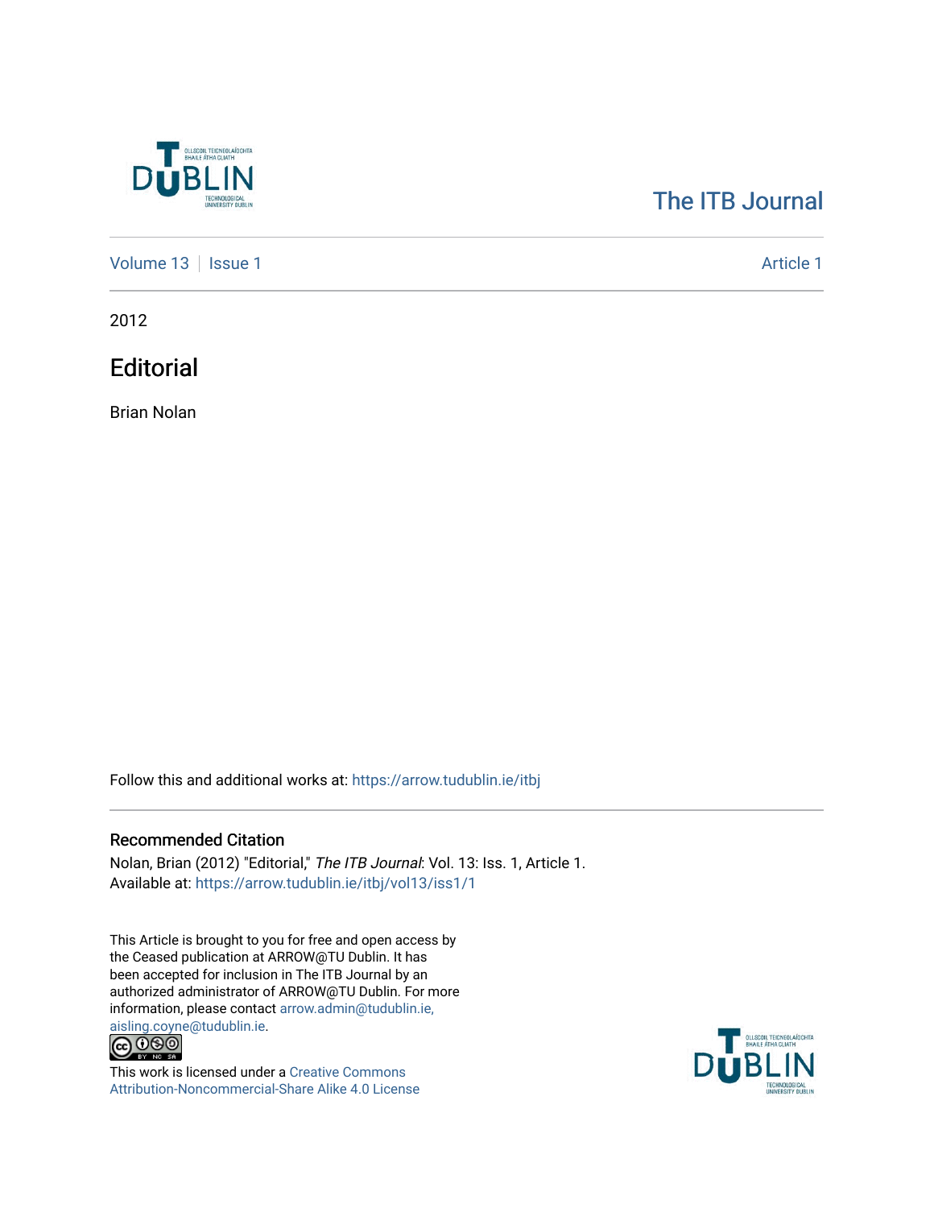The ITB Journal

Volume 13 | Issue 1 — Article 1

2012

# Editorial

Brian Nolan

Follow this and additional works at: https://arrow.tudublin.ie/itbj

## Recommended Citation

Nolan, Brian (2012) "Editorial," *The ITB Journal*: Vol. 13: Iss. 1, Article 1.
Available at: https://arrow.tudublin.ie/itbj/vol13/iss1/1

This Article is brought to you for free and open access by the Ceased publication at ARROW@TU Dublin. It has been accepted for inclusion in The ITB Journal by an authorized administrator of ARROW@TU Dublin. For more information, please contact arrow.admin@tudublin.ie, aisling.coyne@tudublin.ie.

This work is licensed under a Creative Commons Attribution-Noncommercial-Share Alike 4.0 License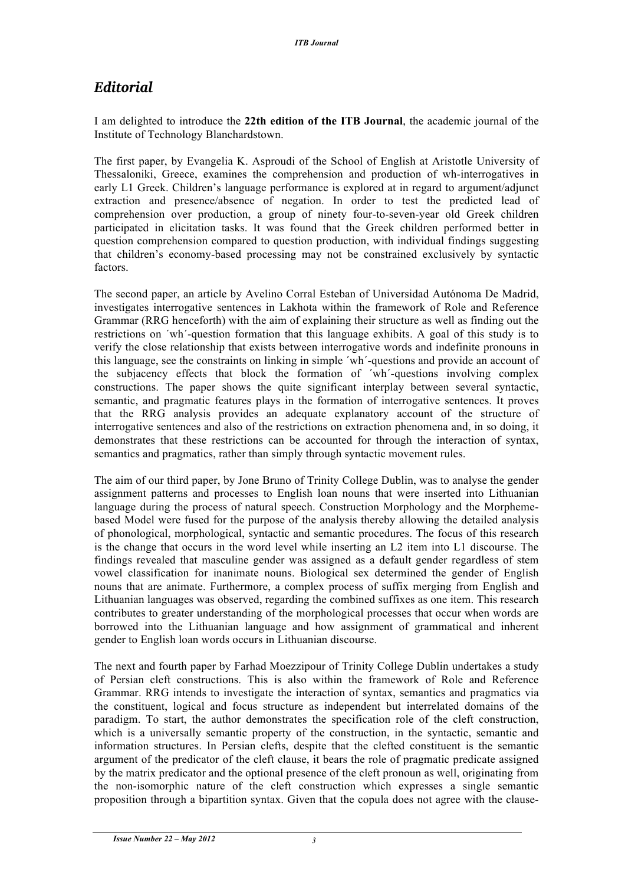## *Editorial*

I am delighted to introduce the **22th edition of the ITB Journal**, the academic journal of the Institute of Technology Blanchardstown.

The first paper, by Evangelia K. Asproudi of the School of English at Aristotle University of Thessaloniki, Greece, examines the comprehension and production of wh-interrogatives in early L1 Greek. Children's language performance is explored at in regard to argument/adjunct extraction and presence/absence of negation. In order to test the predicted lead of comprehension over production, a group of ninety four-to-seven-year old Greek children participated in elicitation tasks. It was found that the Greek children performed better in question comprehension compared to question production, with individual findings suggesting that children's economy-based processing may not be constrained exclusively by syntactic factors.

The second paper, an article by Avelino Corral Esteban of Universidad Autónoma De Madrid, investigates interrogative sentences in Lakhota within the framework of Role and Reference Grammar (RRG henceforth) with the aim of explaining their structure as well as finding out the restrictions on ´wh´-question formation that this language exhibits. A goal of this study is to verify the close relationship that exists between interrogative words and indefinite pronouns in this language, see the constraints on linking in simple ´wh´-questions and provide an account of the subjacency effects that block the formation of ´wh´-questions involving complex constructions. The paper shows the quite significant interplay between several syntactic, semantic, and pragmatic features plays in the formation of interrogative sentences. It proves that the RRG analysis provides an adequate explanatory account of the structure of interrogative sentences and also of the restrictions on extraction phenomena and, in so doing, it demonstrates that these restrictions can be accounted for through the interaction of syntax, semantics and pragmatics, rather than simply through syntactic movement rules.

The aim of our third paper, by Jone Bruno of Trinity College Dublin, was to analyse the gender assignment patterns and processes to English loan nouns that were inserted into Lithuanian language during the process of natural speech. Construction Morphology and the Morpheme-based Model were fused for the purpose of the analysis thereby allowing the detailed analysis of phonological, morphological, syntactic and semantic procedures. The focus of this research is the change that occurs in the word level while inserting an L2 item into L1 discourse. The findings revealed that masculine gender was assigned as a default gender regardless of stem vowel classification for inanimate nouns. Biological sex determined the gender of English nouns that are animate. Furthermore, a complex process of suffix merging from English and Lithuanian languages was observed, regarding the combined suffixes as one item. This research contributes to greater understanding of the morphological processes that occur when words are borrowed into the Lithuanian language and how assignment of grammatical and inherent gender to English loan words occurs in Lithuanian discourse.

The next and fourth paper by Farhad Moezzipour of Trinity College Dublin undertakes a study of Persian cleft constructions. This is also within the framework of Role and Reference Grammar. RRG intends to investigate the interaction of syntax, semantics and pragmatics via the constituent, logical and focus structure as independent but interrelated domains of the paradigm. To start, the author demonstrates the specification role of the cleft construction, which is a universally semantic property of the construction, in the syntactic, semantic and information structures. In Persian clefts, despite that the clefted constituent is the semantic argument of the predicator of the cleft clause, it bears the role of pragmatic predicate assigned by the matrix predicator and the optional presence of the cleft pronoun as well, originating from the non-isomorphic nature of the cleft construction which expresses a single semantic proposition through a bipartition syntax. Given that the copula does not agree with the clause-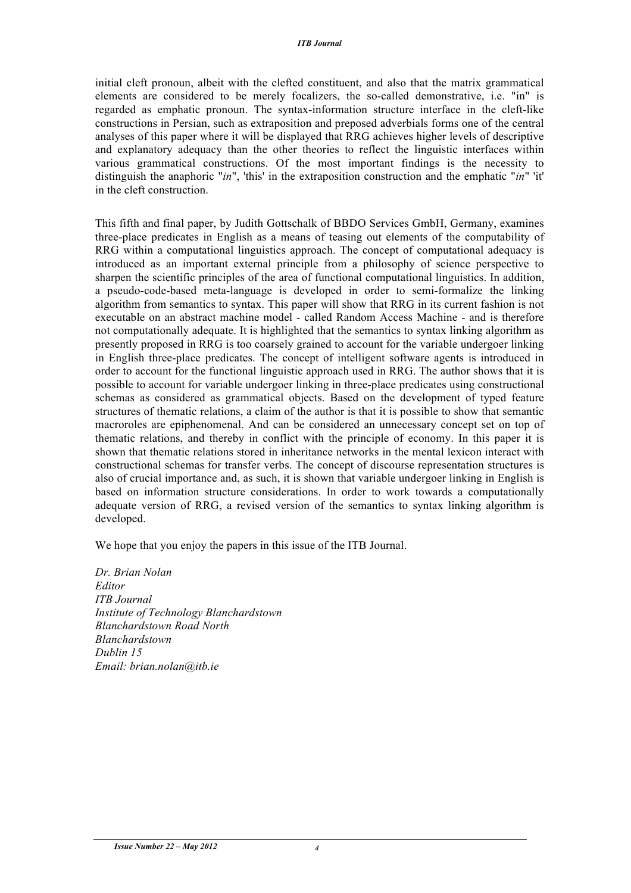initial cleft pronoun, albeit with the clefted constituent, and also that the matrix grammatical elements are considered to be merely focalizers, the so-called demonstrative, i.e. "in" is regarded as emphatic pronoun. The syntax-information structure interface in the cleft-like constructions in Persian, such as extraposition and preposed adverbials forms one of the central analyses of this paper where it will be displayed that RRG achieves higher levels of descriptive and explanatory adequacy than the other theories to reflect the linguistic interfaces within various grammatical constructions. Of the most important findings is the necessity to distinguish the anaphoric "*in*", 'this' in the extraposition construction and the emphatic "*in*" 'it' in the cleft construction.

This fifth and final paper, by Judith Gottschalk of BBDO Services GmbH, Germany, examines three-place predicates in English as a means of teasing out elements of the computability of RRG within a computational linguistics approach. The concept of computational adequacy is introduced as an important external principle from a philosophy of science perspective to sharpen the scientific principles of the area of functional computational linguistics. In addition, a pseudo-code-based meta-language is developed in order to semi-formalize the linking algorithm from semantics to syntax. This paper will show that RRG in its current fashion is not executable on an abstract machine model - called Random Access Machine - and is therefore not computationally adequate. It is highlighted that the semantics to syntax linking algorithm as presently proposed in RRG is too coarsely grained to account for the variable undergoer linking in English three-place predicates. The concept of intelligent software agents is introduced in order to account for the functional linguistic approach used in RRG. The author shows that it is possible to account for variable undergoer linking in three-place predicates using constructional schemas as considered as grammatical objects. Based on the development of typed feature structures of thematic relations, a claim of the author is that it is possible to show that semantic macroroles are epiphenomenal. And can be considered an unnecessary concept set on top of thematic relations, and thereby in conflict with the principle of economy. In this paper it is shown that thematic relations stored in inheritance networks in the mental lexicon interact with constructional schemas for transfer verbs. The concept of discourse representation structures is also of crucial importance and, as such, it is shown that variable undergoer linking in English is based on information structure considerations. In order to work towards a computationally adequate version of RRG, a revised version of the semantics to syntax linking algorithm is developed.

We hope that you enjoy the papers in this issue of the ITB Journal.

*Dr. Brian Nolan*
*Editor*
*ITB Journal*
*Institute of Technology Blanchardstown*
*Blanchardstown Road North*
*Blanchardstown*
*Dublin 15*
*Email: brian.nolan@itb.ie*